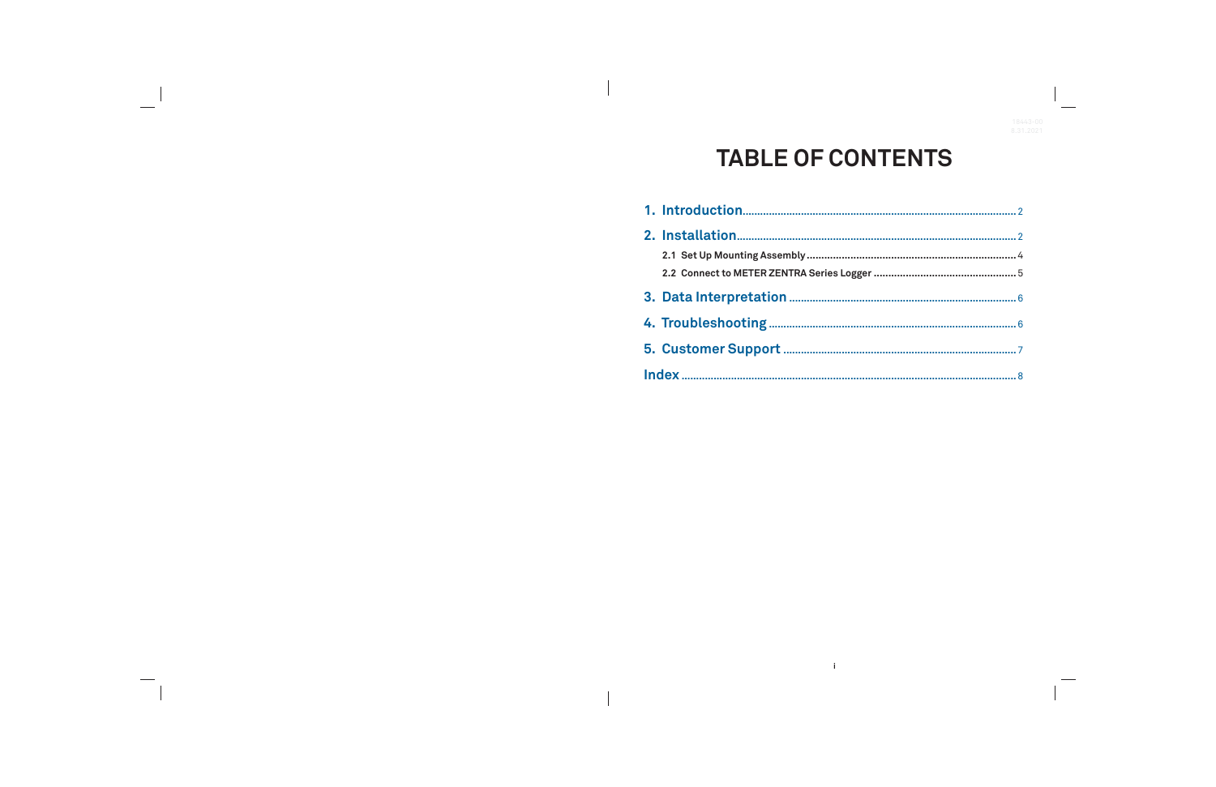# TABLE OF CONTENTS

1. Introduction ........ 2
2. Installation ........ 2
   - 2.1 Set Up Mounting Assembly ........ 4
   - 2.2 Connect to METER ZENTRA Series Logger ........ 5
3. Data Interpretation ........ 6
4. Troubleshooting ........ 6
5. Customer Support ........ 7

Index ........ 8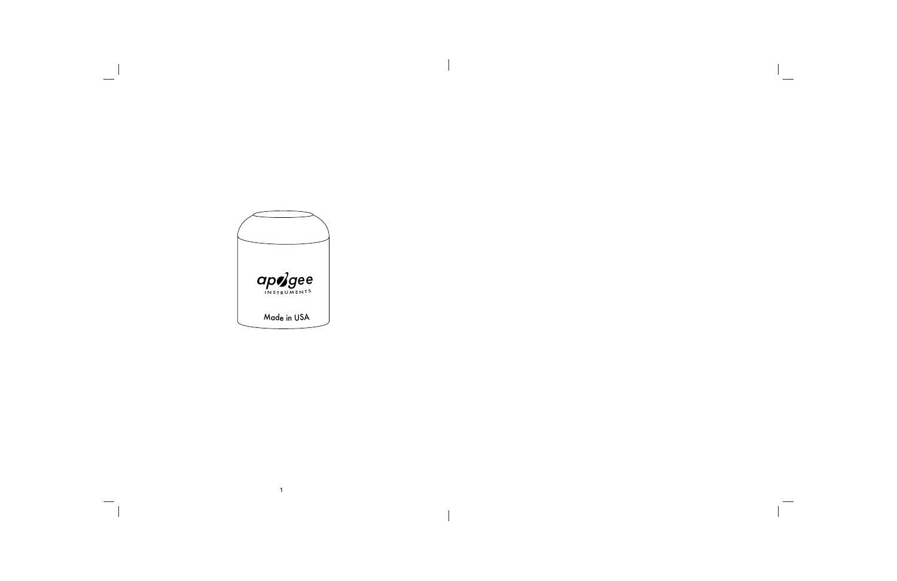apogee
INSTRUMENTS

Made in USA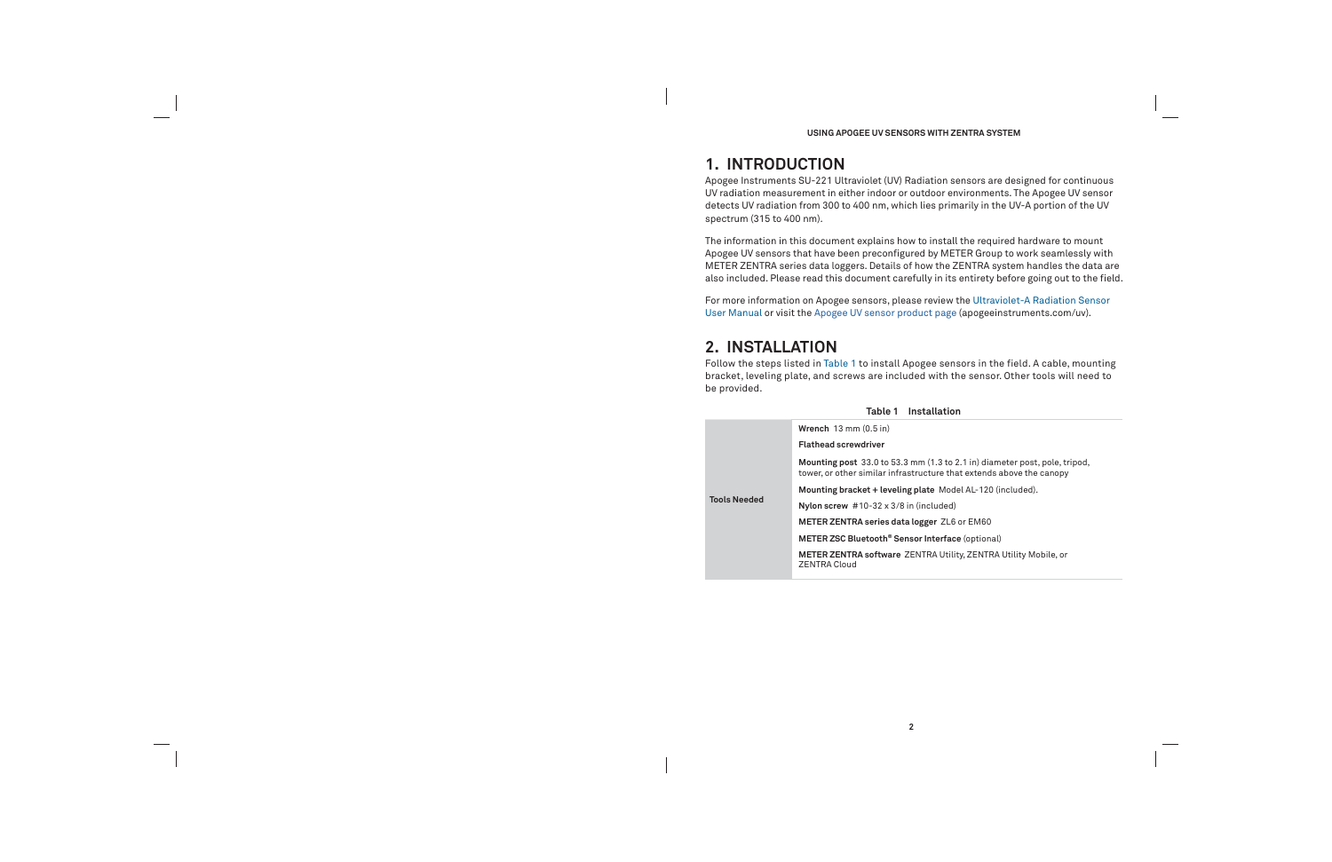# 1. INTRODUCTION

Apogee Instruments SU-221 Ultraviolet (UV) Radiation sensors are designed for continuous UV radiation measurement in either indoor or outdoor environments. The Apogee UV sensor detects UV radiation from 300 to 400 nm, which lies primarily in the UV-A portion of the UV spectrum (315 to 400 nm).

The information in this document explains how to install the required hardware to mount Apogee UV sensors that have been preconfigured by METER Group to work seamlessly with METER ZENTRA series data loggers. Details of how the ZENTRA system handles the data are also included. Please read this document carefully in its entirety before going out to the field.

For more information on Apogee sensors, please review the Ultraviolet-A Radiation Sensor User Manual or visit the Apogee UV sensor product page (apogeeinstruments.com/uv).

# 2. INSTALLATION

Follow the steps listed in Table 1 to install Apogee sensors in the field. A cable, mounting bracket, leveling plate, and screws are included with the sensor. Other tools will need to be provided.

**Table 1 Installation**

| | |
|---|---|
| **Tools Needed** | **Wrench** 13 mm (0.5 in) |
| | **Flathead screwdriver** |
| | **Mounting post** 33.0 to 53.3 mm (1.3 to 2.1 in) diameter post, pole, tripod, tower, or other similar infrastructure that extends above the canopy |
| | **Mounting bracket + leveling plate** Model AL-120 (included). |
| | **Nylon screw** #10-32 x 3/8 in (included) |
| | **METER ZENTRA series data logger** ZL6 or EM60 |
| | **METER ZSC Bluetooth® Sensor Interface** (optional) |
| | **METER ZENTRA software** ZENTRA Utility, ZENTRA Utility Mobile, or ZENTRA Cloud |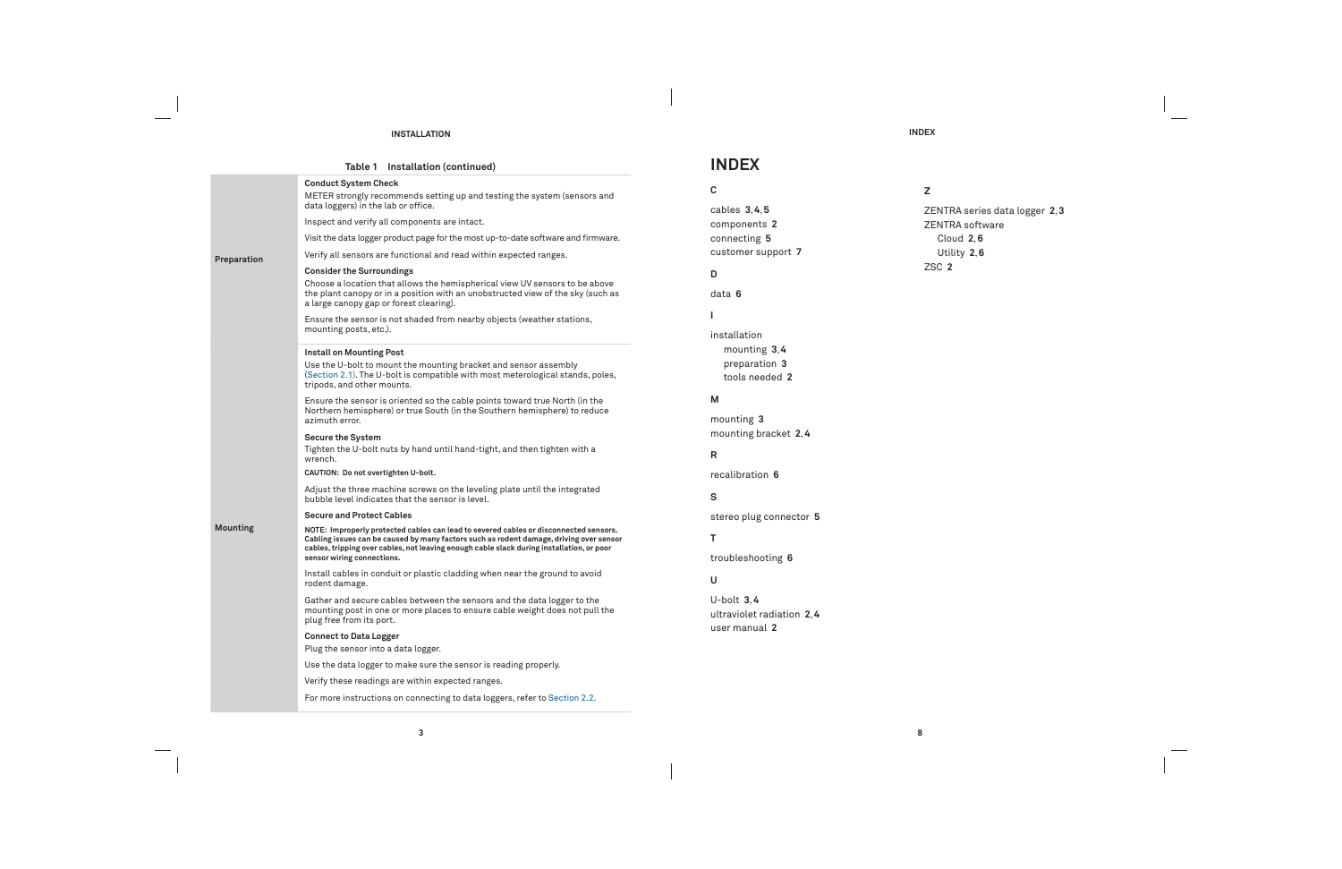Table 1 Installation (continued)

| | |
|---|---|
| Preparation | **Conduct System Check**<br>METER strongly recommends setting up and testing the system (sensors and data loggers) in the lab or office.<br>Inspect and verify all components are intact.<br>Visit the data logger product page for the most up-to-date software and firmware.<br>Verify all sensors are functional and read within expected ranges.<br>**Consider the Surroundings**<br>Choose a location that allows the hemispherical view UV sensors to be above the plant canopy or in a position with an unobstructed view of the sky (such as a large canopy gap or forest clearing).<br>Ensure the sensor is not shaded from nearby objects (weather stations, mounting posts, etc.). |
| Mounting | **Install on Mounting Post**<br>Use the U-bolt to mount the mounting bracket and sensor assembly (Section 2.1). The U-bolt is compatible with most meterological stands, poles, tripods, and other mounts.<br>Ensure the sensor is oriented so the cable points toward true North (in the Northern hemisphere) or true South (in the Southern hemisphere) to reduce azimuth error.<br>**Secure the System**<br>Tighten the U-bolt nuts by hand until hand-tight, and then tighten with a wrench.<br>**CAUTION: Do not overtighten U-bolt.**<br>Adjust the three machine screws on the leveling plate until the integrated bubble level indicates that the sensor is level.<br>**Secure and Protect Cables**<br>**NOTE: Improperly protected cables can lead to severed cables or disconnected sensors. Cabling issues can be caused by many factors such as rodent damage, driving over sensor cables, tripping over cables, not leaving enough cable slack during installation, or poor sensor wiring connections.**<br>Install cables in conduit or plastic cladding when near the ground to avoid rodent damage.<br>Gather and secure cables between the sensors and the data logger to the mounting post in one or more places to ensure cable weight does not pull the plug free from its port.<br>**Connect to Data Logger**<br>Plug the sensor into a data logger.<br>Use the data logger to make sure the sensor is reading properly.<br>Verify these readings are within expected ranges.<br>For more instructions on connecting to data loggers, refer to Section 2.2. |

# INDEX

**C**

cables **3**, **4**, **5**
components **2**
connecting **5**
customer support **7**

**D**

data **6**

**I**

installation
- mounting **3**, **4**
- preparation **3**
- tools needed **2**

**M**

mounting **3**
mounting bracket **2**, **4**

**R**

recalibration **6**

**S**

stereo plug connector **5**

**T**

troubleshooting **6**

**U**

U-bolt **3**, **4**
ultraviolet radiation **2**, **4**
user manual **2**

**Z**

ZENTRA series data logger **2**, **3**
ZENTRA software
- Cloud **2**, **6**
- Utility **2**, **6**

ZSC **2**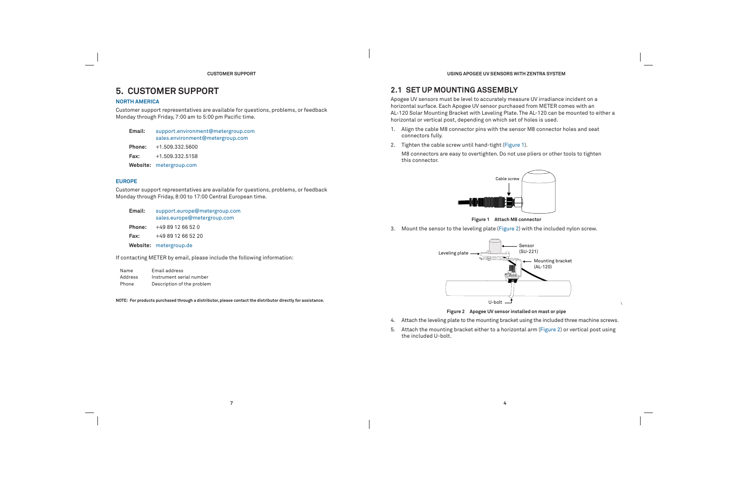# 5. CUSTOMER SUPPORT

### NORTH AMERICA

Customer support representatives are available for questions, problems, or feedback Monday through Friday, 7:00 am to 5:00 pm Pacific time.

| | |
|---|---|
| **Email:** | support.environment@metergroup.com<br>sales.environment@metergroup.com |
| **Phone:** | +1.509.332.5600 |
| **Fax:** | +1.509.332.5158 |
| **Website:** | metergroup.com |

### EUROPE

Customer support representatives are available for questions, problems, or feedback Monday through Friday, 8:00 to 17:00 Central European time.

| | |
|---|---|
| **Email:** | support.europe@metergroup.com<br>sales.europe@metergroup.com |
| **Phone:** | +49 89 12 66 52 0 |
| **Fax:** | +49 89 12 66 52 20 |
| **Website:** | metergroup.de |

If contacting METER by email, please include the following information:

| | |
|---|---|
| Name | Email address |
| Address | Instrument serial number |
| Phone | Description of the problem |

**NOTE: For products purchased through a distributor, please contact the distributor directly for assistance.**

## 2.1 SET UP MOUNTING ASSEMBLY

Apogee UV sensors must be level to accurately measure UV irradiance incident on a horizontal surface. Each Apogee UV sensor purchased from METER comes with an AL-120 Solar Mounting Bracket with Leveling Plate. The AL-120 can be mounted to either a horizontal or vertical post, depending on which set of holes is used.

1. Align the cable M8 connector pins with the sensor M8 connector holes and seat connectors fully.
2. Tighten the cable screw until hand-tight (Figure 1).

   M8 connectors are easy to overtighten. Do not use pliers or other tools to tighten this connector.

**Figure 1 Attach M8 connector**

3. Mount the sensor to the leveling plate (Figure 2) with the included nylon screw.

**Figure 2 Apogee UV sensor installed on mast or pipe**

4. Attach the leveling plate to the mounting bracket using the included three machine screws.
5. Attach the mounting bracket either to a horizontal arm (Figure 2) or vertical post using the included U-bolt.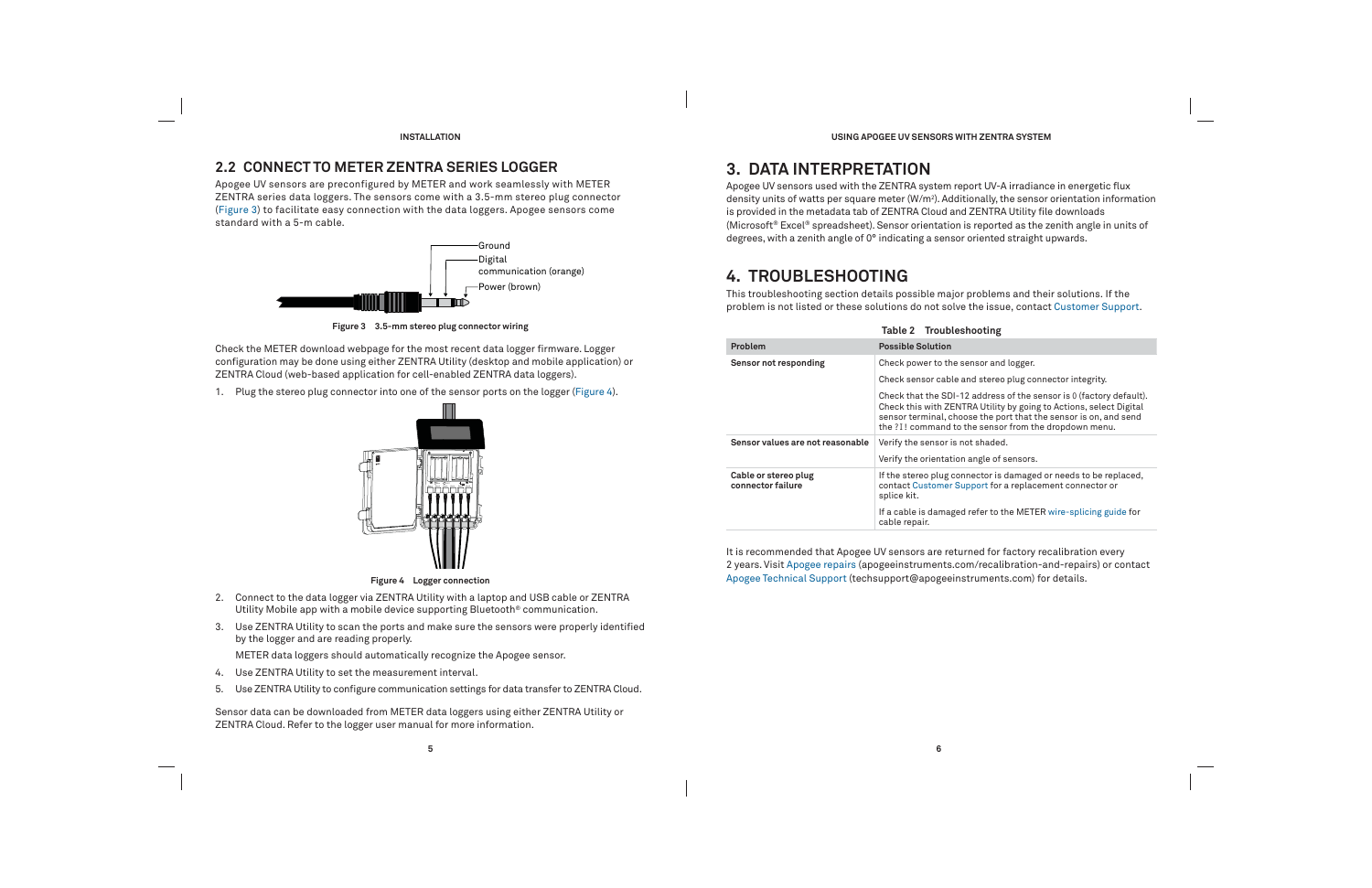## 2.2 CONNECT TO METER ZENTRA SERIES LOGGER

Apogee UV sensors are preconfigured by METER and work seamlessly with METER ZENTRA series data loggers. The sensors come with a 3.5-mm stereo plug connector (Figure 3) to facilitate easy connection with the data loggers. Apogee sensors come standard with a 5-m cable.

Ground
Digital communication (orange)
Power (brown)

**Figure 3** 3.5-mm stereo plug connector wiring

Check the METER download webpage for the most recent data logger firmware. Logger configuration may be done using either ZENTRA Utility (desktop and mobile application) or ZENTRA Cloud (web-based application for cell-enabled ZENTRA data loggers).

1. Plug the stereo plug connector into one of the sensor ports on the logger (Figure 4).

**Figure 4** Logger connection

2. Connect to the data logger via ZENTRA Utility with a laptop and USB cable or ZENTRA Utility Mobile app with a mobile device supporting Bluetooth® communication.
3. Use ZENTRA Utility to scan the ports and make sure the sensors were properly identified by the logger and are reading properly.

   METER data loggers should automatically recognize the Apogee sensor.
4. Use ZENTRA Utility to set the measurement interval.
5. Use ZENTRA Utility to configure communication settings for data transfer to ZENTRA Cloud.

Sensor data can be downloaded from METER data loggers using either ZENTRA Utility or ZENTRA Cloud. Refer to the logger user manual for more information.

# 3. DATA INTERPRETATION

Apogee UV sensors used with the ZENTRA system report UV-A irradiance in energetic flux density units of watts per square meter ($W/m^2$). Additionally, the sensor orientation information is provided in the metadata tab of ZENTRA Cloud and ZENTRA Utility file downloads (Microsoft® Excel® spreadsheet). Sensor orientation is reported as the zenith angle in units of degrees, with a zenith angle of 0° indicating a sensor oriented straight upwards.

# 4. TROUBLESHOOTING

This troubleshooting section details possible major problems and their solutions. If the problem is not listed or these solutions do not solve the issue, contact Customer Support.

**Table 2 Troubleshooting**

| Problem | Possible Solution |
|---|---|
| **Sensor not responding** | Check power to the sensor and logger. |
| | Check sensor cable and stereo plug connector integrity. |
| | Check that the SDI-12 address of the sensor is 0 (factory default). Check this with ZENTRA Utility by going to Actions, select Digital sensor terminal, choose the port that the sensor is on, and send the ?I! command to the sensor from the dropdown menu. |
| **Sensor values are not reasonable** | Verify the sensor is not shaded. |
| | Verify the orientation angle of sensors. |
| **Cable or stereo plug connector failure** | If the stereo plug connector is damaged or needs to be replaced, contact Customer Support for a replacement connector or splice kit. |
| | If a cable is damaged refer to the METER wire-splicing guide for cable repair. |

It is recommended that Apogee UV sensors are returned for factory recalibration every 2 years. Visit Apogee repairs (apogeeinstruments.com/recalibration-and-repairs) or contact Apogee Technical Support (techsupport@apogeeinstruments.com) for details.